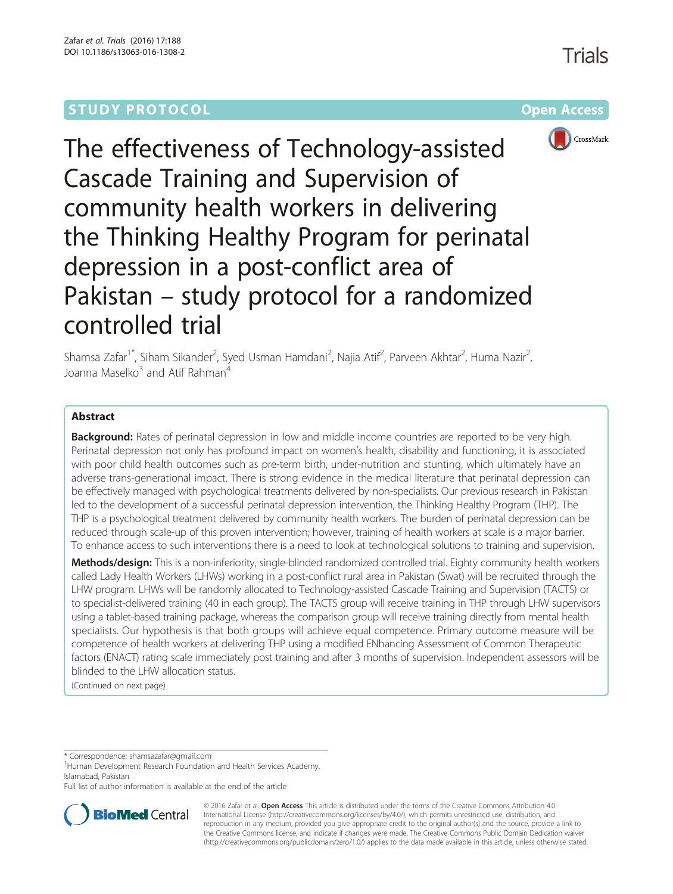STUDY PROTOCOL

Open Access

# The effectiveness of Technology-assisted Cascade Training and Supervision of community health workers in delivering the Thinking Healthy Program for perinatal depression in a post-conflict area of Pakistan – study protocol for a randomized controlled trial

Shamsa Zafar[1*], Siham Sikander[2], Syed Usman Hamdani[2], Najia Atif[2], Parveen Akhtar[2], Huma Nazir[2], Joanna Maselko[3] and Atif Rahman[4]

## Abstract

**Background:** Rates of perinatal depression in low and middle income countries are reported to be very high. Perinatal depression not only has profound impact on women's health, disability and functioning, it is associated with poor child health outcomes such as pre-term birth, under-nutrition and stunting, which ultimately have an adverse trans-generational impact. There is strong evidence in the medical literature that perinatal depression can be effectively managed with psychological treatments delivered by non-specialists. Our previous research in Pakistan led to the development of a successful perinatal depression intervention, the Thinking Healthy Program (THP). The THP is a psychological treatment delivered by community health workers. The burden of perinatal depression can be reduced through scale-up of this proven intervention; however, training of health workers at scale is a major barrier. To enhance access to such interventions there is a need to look at technological solutions to training and supervision.

**Methods/design:** This is a non-inferiority, single-blinded randomized controlled trial. Eighty community health workers called Lady Health Workers (LHWs) working in a post-conflict rural area in Pakistan (Swat) will be recruited through the LHW program. LHWs will be randomly allocated to Technology-assisted Cascade Training and Supervision (TACTS) or to specialist-delivered training (40 in each group). The TACTS group will receive training in THP through LHW supervisors using a tablet-based training package, whereas the comparison group will receive training directly from mental health specialists. Our hypothesis is that both groups will achieve equal competence. Primary outcome measure will be competence of health workers at delivering THP using a modified ENhancing Assessment of Common Therapeutic factors (ENACT) rating scale immediately post training and after 3 months of supervision. Independent assessors will be blinded to the LHW allocation status.

(Continued on next page)

\* Correspondence: shamsazafar@gmail.com

[1]Human Development Research Foundation and Health Services Academy, Islamabad, Pakistan

Full list of author information is available at the end of the article

© 2016 Zafar et al. **Open Access** This article is distributed under the terms of the Creative Commons Attribution 4.0 International License (http://creativecommons.org/licenses/by/4.0/), which permits unrestricted use, distribution, and reproduction in any medium, provided you give appropriate credit to the original author(s) and the source, provide a link to the Creative Commons license, and indicate if changes were made. The Creative Commons Public Domain Dedication waiver (http://creativecommons.org/publicdomain/zero/1.0/) applies to the data made available in this article, unless otherwise stated.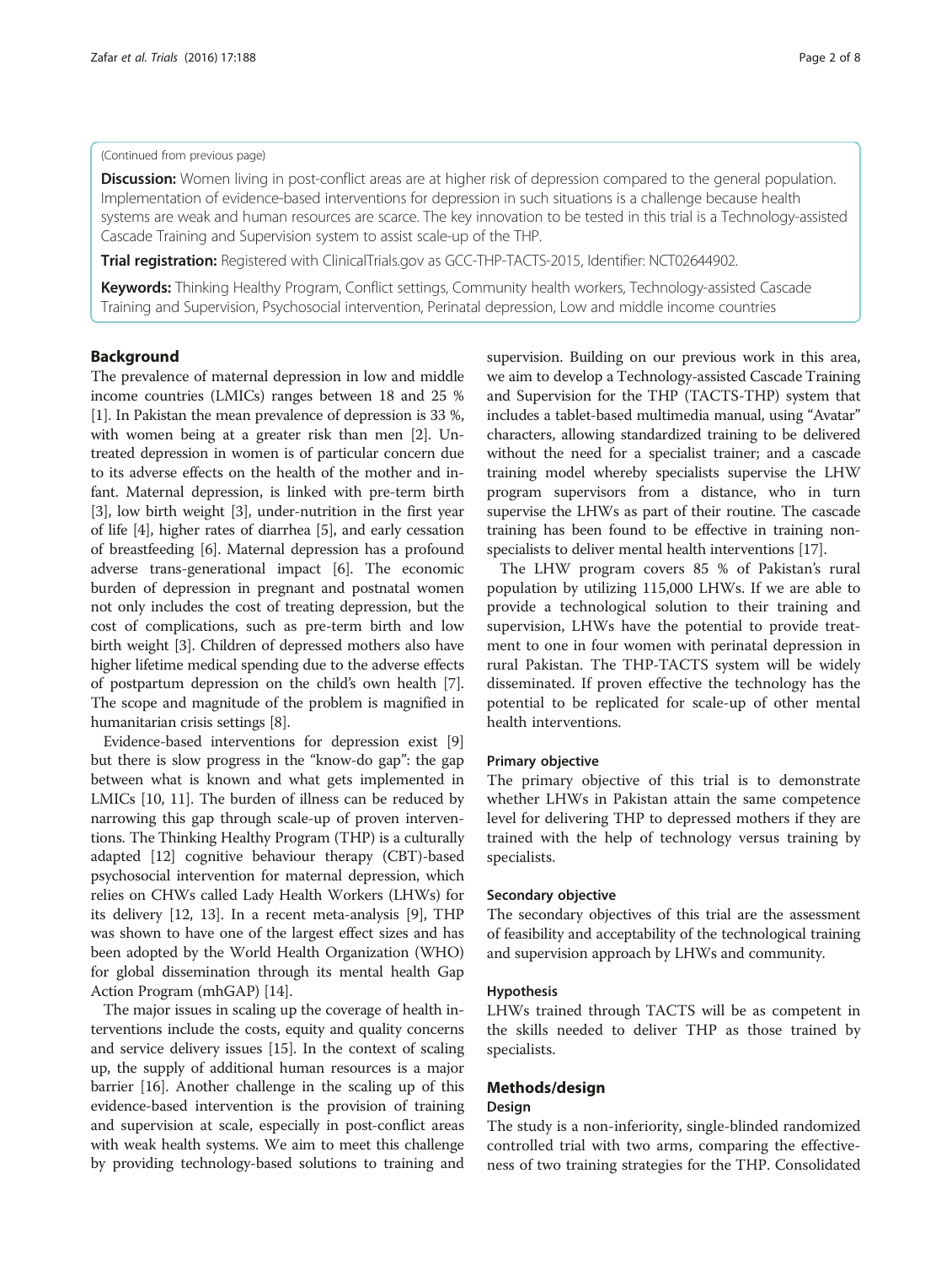(Continued from previous page)

**Discussion:** Women living in post-conflict areas are at higher risk of depression compared to the general population. Implementation of evidence-based interventions for depression in such situations is a challenge because health systems are weak and human resources are scarce. The key innovation to be tested in this trial is a Technology-assisted Cascade Training and Supervision system to assist scale-up of the THP.

**Trial registration:** Registered with ClinicalTrials.gov as GCC-THP-TACTS-2015, Identifier: NCT02644902.

**Keywords:** Thinking Healthy Program, Conflict settings, Community health workers, Technology-assisted Cascade Training and Supervision, Psychosocial intervention, Perinatal depression, Low and middle income countries

## Background

The prevalence of maternal depression in low and middle income countries (LMICs) ranges between 18 and 25 % [1]. In Pakistan the mean prevalence of depression is 33 %, with women being at a greater risk than men [2]. Untreated depression in women is of particular concern due to its adverse effects on the health of the mother and infant. Maternal depression, is linked with pre-term birth [3], low birth weight [3], under-nutrition in the first year of life [4], higher rates of diarrhea [5], and early cessation of breastfeeding [6]. Maternal depression has a profound adverse trans-generational impact [6]. The economic burden of depression in pregnant and postnatal women not only includes the cost of treating depression, but the cost of complications, such as pre-term birth and low birth weight [3]. Children of depressed mothers also have higher lifetime medical spending due to the adverse effects of postpartum depression on the child's own health [7]. The scope and magnitude of the problem is magnified in humanitarian crisis settings [8].

Evidence-based interventions for depression exist [9] but there is slow progress in the "know-do gap": the gap between what is known and what gets implemented in LMICs [10, 11]. The burden of illness can be reduced by narrowing this gap through scale-up of proven interventions. The Thinking Healthy Program (THP) is a culturally adapted [12] cognitive behaviour therapy (CBT)-based psychosocial intervention for maternal depression, which relies on CHWs called Lady Health Workers (LHWs) for its delivery [12, 13]. In a recent meta-analysis [9], THP was shown to have one of the largest effect sizes and has been adopted by the World Health Organization (WHO) for global dissemination through its mental health Gap Action Program (mhGAP) [14].

The major issues in scaling up the coverage of health interventions include the costs, equity and quality concerns and service delivery issues [15]. In the context of scaling up, the supply of additional human resources is a major barrier [16]. Another challenge in the scaling up of this evidence-based intervention is the provision of training and supervision at scale, especially in post-conflict areas with weak health systems. We aim to meet this challenge by providing technology-based solutions to training and supervision. Building on our previous work in this area, we aim to develop a Technology-assisted Cascade Training and Supervision for the THP (TACTS-THP) system that includes a tablet-based multimedia manual, using "Avatar" characters, allowing standardized training to be delivered without the need for a specialist trainer; and a cascade training model whereby specialists supervise the LHW program supervisors from a distance, who in turn supervise the LHWs as part of their routine. The cascade training has been found to be effective in training non-specialists to deliver mental health interventions [17].

The LHW program covers 85 % of Pakistan's rural population by utilizing 115,000 LHWs. If we are able to provide a technological solution to their training and supervision, LHWs have the potential to provide treatment to one in four women with perinatal depression in rural Pakistan. The THP-TACTS system will be widely disseminated. If proven effective the technology has the potential to be replicated for scale-up of other mental health interventions.

### Primary objective

The primary objective of this trial is to demonstrate whether LHWs in Pakistan attain the same competence level for delivering THP to depressed mothers if they are trained with the help of technology versus training by specialists.

### Secondary objective

The secondary objectives of this trial are the assessment of feasibility and acceptability of the technological training and supervision approach by LHWs and community.

### Hypothesis

LHWs trained through TACTS will be as competent in the skills needed to deliver THP as those trained by specialists.

## Methods/design

### Design

The study is a non-inferiority, single-blinded randomized controlled trial with two arms, comparing the effectiveness of two training strategies for the THP. Consolidated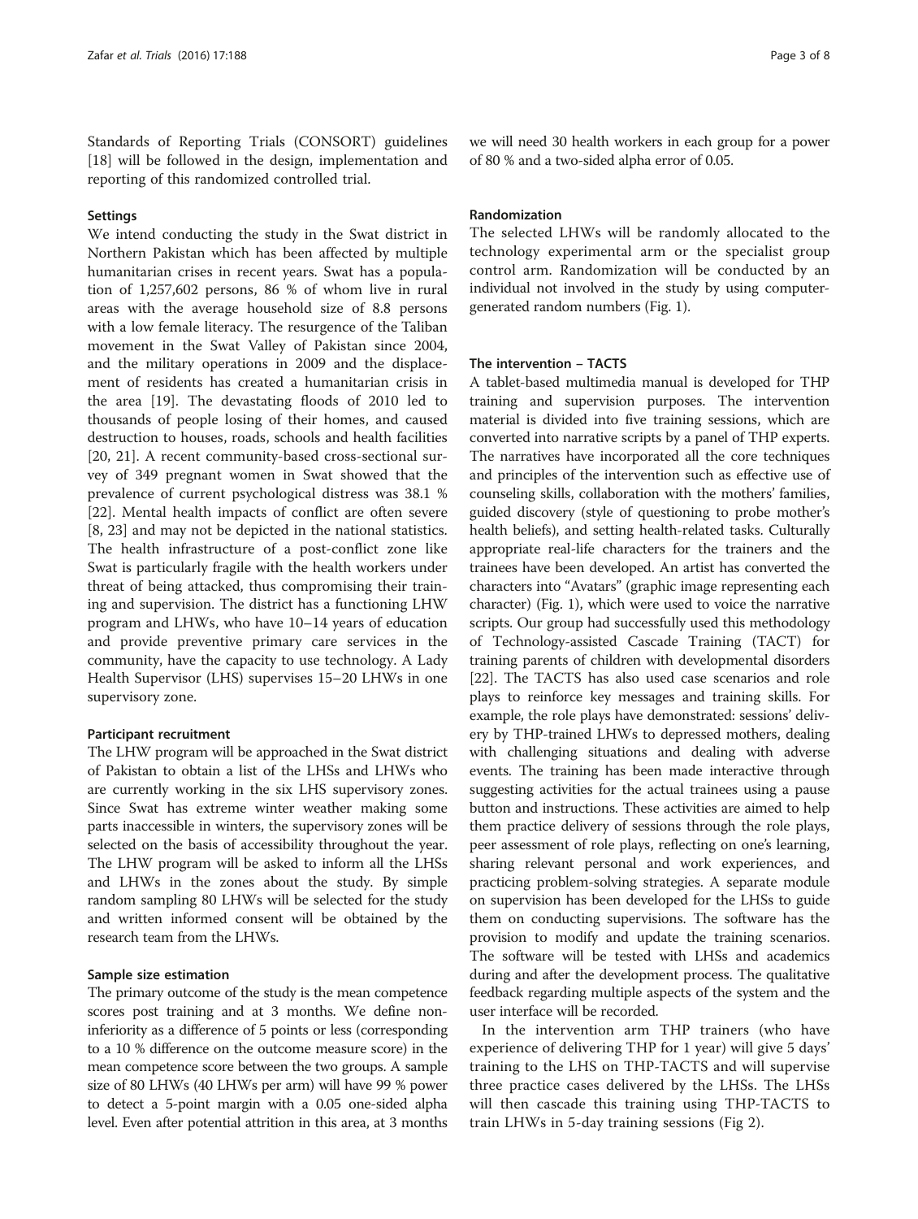Standards of Reporting Trials (CONSORT) guidelines [18] will be followed in the design, implementation and reporting of this randomized controlled trial.

### Settings

We intend conducting the study in the Swat district in Northern Pakistan which has been affected by multiple humanitarian crises in recent years. Swat has a population of 1,257,602 persons, 86 % of whom live in rural areas with the average household size of 8.8 persons with a low female literacy. The resurgence of the Taliban movement in the Swat Valley of Pakistan since 2004, and the military operations in 2009 and the displacement of residents has created a humanitarian crisis in the area [19]. The devastating floods of 2010 led to thousands of people losing of their homes, and caused destruction to houses, roads, schools and health facilities [20, 21]. A recent community-based cross-sectional survey of 349 pregnant women in Swat showed that the prevalence of current psychological distress was 38.1 % [22]. Mental health impacts of conflict are often severe [8, 23] and may not be depicted in the national statistics. The health infrastructure of a post-conflict zone like Swat is particularly fragile with the health workers under threat of being attacked, thus compromising their training and supervision. The district has a functioning LHW program and LHWs, who have 10–14 years of education and provide preventive primary care services in the community, have the capacity to use technology. A Lady Health Supervisor (LHS) supervises 15–20 LHWs in one supervisory zone.

### Participant recruitment

The LHW program will be approached in the Swat district of Pakistan to obtain a list of the LHSs and LHWs who are currently working in the six LHS supervisory zones. Since Swat has extreme winter weather making some parts inaccessible in winters, the supervisory zones will be selected on the basis of accessibility throughout the year. The LHW program will be asked to inform all the LHSs and LHWs in the zones about the study. By simple random sampling 80 LHWs will be selected for the study and written informed consent will be obtained by the research team from the LHWs.

### Sample size estimation

The primary outcome of the study is the mean competence scores post training and at 3 months. We define noninferiority as a difference of 5 points or less (corresponding to a 10 % difference on the outcome measure score) in the mean competence score between the two groups. A sample size of 80 LHWs (40 LHWs per arm) will have 99 % power to detect a 5-point margin with a 0.05 one-sided alpha level. Even after potential attrition in this area, at 3 months we will need 30 health workers in each group for a power of 80 % and a two-sided alpha error of 0.05.

### Randomization

The selected LHWs will be randomly allocated to the technology experimental arm or the specialist group control arm. Randomization will be conducted by an individual not involved in the study by using computer-generated random numbers (Fig. 1).

### The intervention – TACTS

A tablet-based multimedia manual is developed for THP training and supervision purposes. The intervention material is divided into five training sessions, which are converted into narrative scripts by a panel of THP experts. The narratives have incorporated all the core techniques and principles of the intervention such as effective use of counseling skills, collaboration with the mothers' families, guided discovery (style of questioning to probe mother's health beliefs), and setting health-related tasks. Culturally appropriate real-life characters for the trainers and the trainees have been developed. An artist has converted the characters into "Avatars" (graphic image representing each character) (Fig. 1), which were used to voice the narrative scripts. Our group had successfully used this methodology of Technology-assisted Cascade Training (TACT) for training parents of children with developmental disorders [22]. The TACTS has also used case scenarios and role plays to reinforce key messages and training skills. For example, the role plays have demonstrated: sessions' delivery by THP-trained LHWs to depressed mothers, dealing with challenging situations and dealing with adverse events. The training has been made interactive through suggesting activities for the actual trainees using a pause button and instructions. These activities are aimed to help them practice delivery of sessions through the role plays, peer assessment of role plays, reflecting on one's learning, sharing relevant personal and work experiences, and practicing problem-solving strategies. A separate module on supervision has been developed for the LHSs to guide them on conducting supervisions. The software has the provision to modify and update the training scenarios. The software will be tested with LHSs and academics during and after the development process. The qualitative feedback regarding multiple aspects of the system and the user interface will be recorded.

In the intervention arm THP trainers (who have experience of delivering THP for 1 year) will give 5 days' training to the LHS on THP-TACTS and will supervise three practice cases delivered by the LHSs. The LHSs will then cascade this training using THP-TACTS to train LHWs in 5-day training sessions (Fig 2).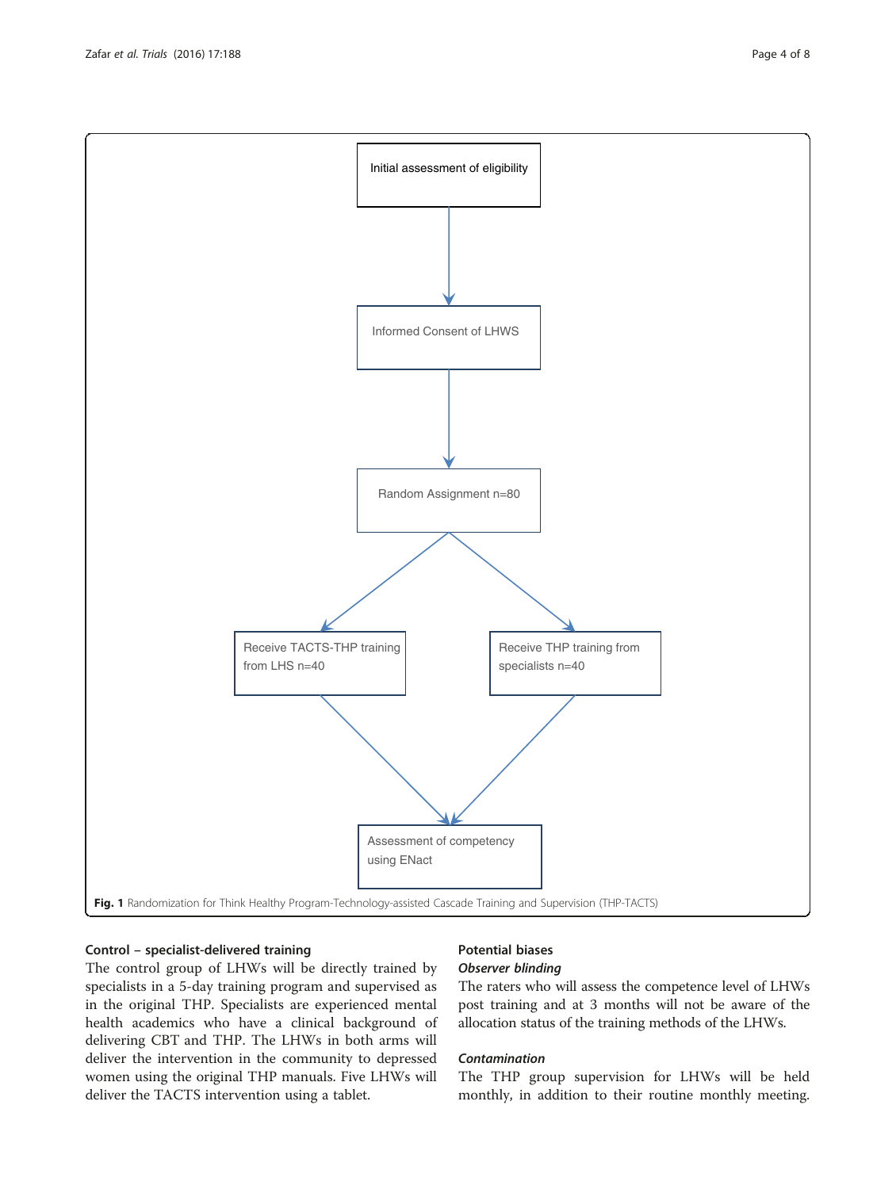Initial assessment of eligibility

↓

Informed Consent of LHWS

↓

Random Assignment n=80

↓

| Receive TACTS-THP training from LHS n=40 | Receive THP training from specialists n=40 |
| --- | --- |

↓

Assessment of competency using ENact

**Fig. 1** Randomization for Think Healthy Program-Technology-assisted Cascade Training and Supervision (THP-TACTS)

### Control – specialist-delivered training

The control group of LHWs will be directly trained by specialists in a 5-day training program and supervised as in the original THP. Specialists are experienced mental health academics who have a clinical background of delivering CBT and THP. The LHWs in both arms will deliver the intervention in the community to depressed women using the original THP manuals. Five LHWs will deliver the TACTS intervention using a tablet.

### Potential biases

#### *Observer blinding*

The raters who will assess the competence level of LHWs post training and at 3 months will not be aware of the allocation status of the training methods of the LHWs.

#### *Contamination*

The THP group supervision for LHWs will be held monthly, in addition to their routine monthly meeting.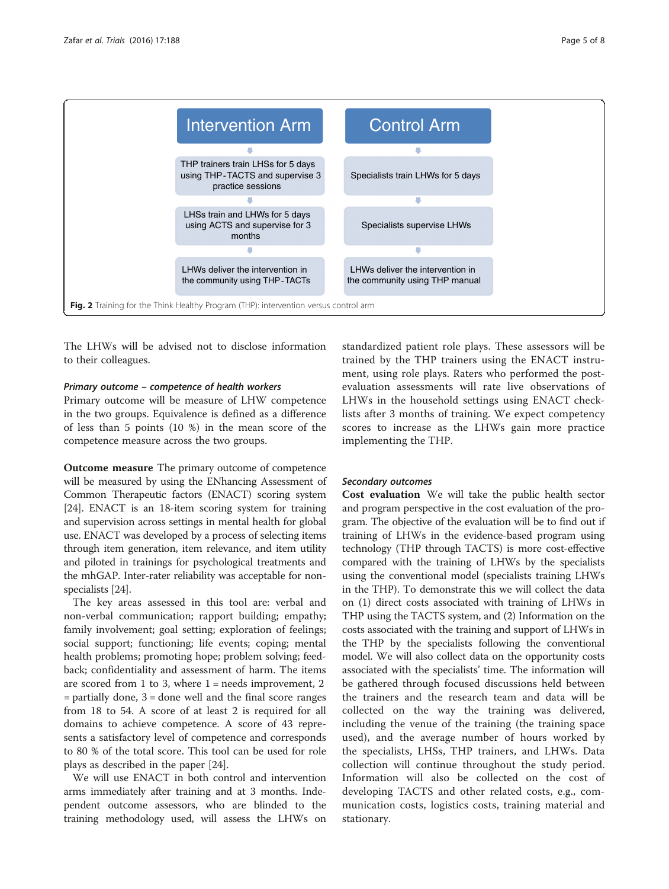| Intervention Arm | Control Arm |
|---|---|
| THP trainers train LHSs for 5 days using THP-TACTS and supervise 3 practice sessions | Specialists train LHWs for 5 days |
| LHSs train and LHWs for 5 days using ACTS and supervise for 3 months | Specialists supervise LHWs |
| LHWs deliver the intervention in the community using THP-TACTs | LHWs deliver the intervention in the community using THP manual |

**Fig. 2** Training for the Think Healthy Program (THP): intervention versus control arm

The LHWs will be advised not to disclose information to their colleagues.

### *Primary outcome – competence of health workers*

Primary outcome will be measure of LHW competence in the two groups. Equivalence is defined as a difference of less than 5 points (10 %) in the mean score of the competence measure across the two groups.

**Outcome measure** The primary outcome of competence will be measured by using the ENhancing Assessment of Common Therapeutic factors (ENACT) scoring system [24]. ENACT is an 18-item scoring system for training and supervision across settings in mental health for global use. ENACT was developed by a process of selecting items through item generation, item relevance, and item utility and piloted in trainings for psychological treatments and the mhGAP. Inter-rater reliability was acceptable for non-specialists [24].

The key areas assessed in this tool are: verbal and non-verbal communication; rapport building; empathy; family involvement; goal setting; exploration of feelings; social support; functioning; life events; coping; mental health problems; promoting hope; problem solving; feedback; confidentiality and assessment of harm. The items are scored from 1 to 3, where 1 = needs improvement, 2 = partially done, 3 = done well and the final score ranges from 18 to 54. A score of at least 2 is required for all domains to achieve competence. A score of 43 represents a satisfactory level of competence and corresponds to 80 % of the total score. This tool can be used for role plays as described in the paper [24].

We will use ENACT in both control and intervention arms immediately after training and at 3 months. Independent outcome assessors, who are blinded to the training methodology used, will assess the LHWs on standardized patient role plays. These assessors will be trained by the THP trainers using the ENACT instrument, using role plays. Raters who performed the post-evaluation assessments will rate live observations of LHWs in the household settings using ENACT checklists after 3 months of training. We expect competency scores to increase as the LHWs gain more practice implementing the THP.

### *Secondary outcomes*

**Cost evaluation** We will take the public health sector and program perspective in the cost evaluation of the program. The objective of the evaluation will be to find out if training of LHWs in the evidence-based program using technology (THP through TACTS) is more cost-effective compared with the training of LHWs by the specialists using the conventional model (specialists training LHWs in the THP). To demonstrate this we will collect the data on (1) direct costs associated with training of LHWs in THP using the TACTS system, and (2) Information on the costs associated with the training and support of LHWs in the THP by the specialists following the conventional model. We will also collect data on the opportunity costs associated with the specialists' time. The information will be gathered through focused discussions held between the trainers and the research team and data will be collected on the way the training was delivered, including the venue of the training (the training space used), and the average number of hours worked by the specialists, LHSs, THP trainers, and LHWs. Data collection will continue throughout the study period. Information will also be collected on the cost of developing TACTS and other related costs, e.g., communication costs, logistics costs, training material and stationary.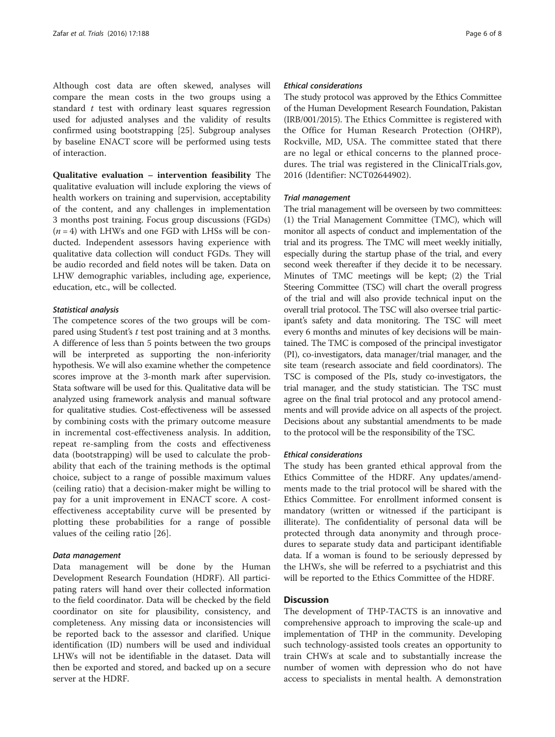Although cost data are often skewed, analyses will compare the mean costs in the two groups using a standard $t$ test with ordinary least squares regression used for adjusted analyses and the validity of results confirmed using bootstrapping [25]. Subgroup analyses by baseline ENACT score will be performed using tests of interaction.

**Qualitative evaluation – intervention feasibility** The qualitative evaluation will include exploring the views of health workers on training and supervision, acceptability of the content, and any challenges in implementation 3 months post training. Focus group discussions (FGDs) ($n = 4$) with LHWs and one FGD with LHSs will be conducted. Independent assessors having experience with qualitative data collection will conduct FGDs. They will be audio recorded and field notes will be taken. Data on LHW demographic variables, including age, experience, education, etc., will be collected.

#### *Statistical analysis*

The competence scores of the two groups will be compared using Student's $t$ test post training and at 3 months. A difference of less than 5 points between the two groups will be interpreted as supporting the non-inferiority hypothesis. We will also examine whether the competence scores improve at the 3-month mark after supervision. Stata software will be used for this. Qualitative data will be analyzed using framework analysis and manual software for qualitative studies. Cost-effectiveness will be assessed by combining costs with the primary outcome measure in incremental cost-effectiveness analysis. In addition, repeat re-sampling from the costs and effectiveness data (bootstrapping) will be used to calculate the probability that each of the training methods is the optimal choice, subject to a range of possible maximum values (ceiling ratio) that a decision-maker might be willing to pay for a unit improvement in ENACT score. A cost-effectiveness acceptability curve will be presented by plotting these probabilities for a range of possible values of the ceiling ratio [26].

#### *Data management*

Data management will be done by the Human Development Research Foundation (HDRF). All participating raters will hand over their collected information to the field coordinator. Data will be checked by the field coordinator on site for plausibility, consistency, and completeness. Any missing data or inconsistencies will be reported back to the assessor and clarified. Unique identification (ID) numbers will be used and individual LHWs will not be identifiable in the dataset. Data will then be exported and stored, and backed up on a secure server at the HDRF.

#### *Ethical considerations*

The study protocol was approved by the Ethics Committee of the Human Development Research Foundation, Pakistan (IRB/001/2015). The Ethics Committee is registered with the Office for Human Research Protection (OHRP), Rockville, MD, USA. The committee stated that there are no legal or ethical concerns to the planned procedures. The trial was registered in the ClinicalTrials.gov, 2016 (Identifier: NCT02644902).

#### *Trial management*

The trial management will be overseen by two committees: (1) the Trial Management Committee (TMC), which will monitor all aspects of conduct and implementation of the trial and its progress. The TMC will meet weekly initially, especially during the startup phase of the trial, and every second week thereafter if they decide it to be necessary. Minutes of TMC meetings will be kept; (2) the Trial Steering Committee (TSC) will chart the overall progress of the trial and will also provide technical input on the overall trial protocol. The TSC will also oversee trial participant's safety and data monitoring. The TSC will meet every 6 months and minutes of key decisions will be maintained. The TMC is composed of the principal investigator (PI), co-investigators, data manager/trial manager, and the site team (research associate and field coordinators). The TSC is composed of the PIs, study co-investigators, the trial manager, and the study statistician. The TSC must agree on the final trial protocol and any protocol amendments and will provide advice on all aspects of the project. Decisions about any substantial amendments to be made to the protocol will be the responsibility of the TSC.

#### *Ethical considerations*

The study has been granted ethical approval from the Ethics Committee of the HDRF. Any updates/amendments made to the trial protocol will be shared with the Ethics Committee. For enrollment informed consent is mandatory (written or witnessed if the participant is illiterate). The confidentiality of personal data will be protected through data anonymity and through procedures to separate study data and participant identifiable data. If a woman is found to be seriously depressed by the LHWs, she will be referred to a psychiatrist and this will be reported to the Ethics Committee of the HDRF.

## Discussion

The development of THP-TACTS is an innovative and comprehensive approach to improving the scale-up and implementation of THP in the community. Developing such technology-assisted tools creates an opportunity to train CHWs at scale and to substantially increase the number of women with depression who do not have access to specialists in mental health. A demonstration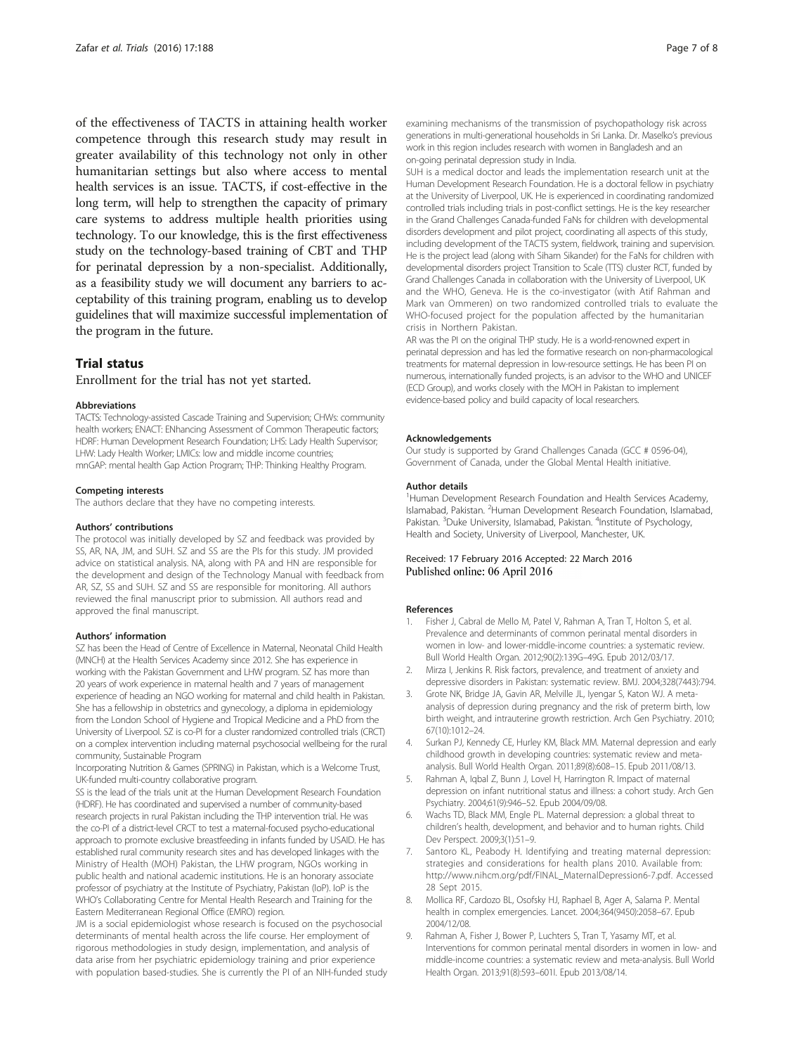of the effectiveness of TACTS in attaining health worker competence through this research study may result in greater availability of this technology not only in other humanitarian settings but also where access to mental health services is an issue. TACTS, if cost-effective in the long term, will help to strengthen the capacity of primary care systems to address multiple health priorities using technology. To our knowledge, this is the first effectiveness study on the technology-based training of CBT and THP for perinatal depression by a non-specialist. Additionally, as a feasibility study we will document any barriers to acceptability of this training program, enabling us to develop guidelines that will maximize successful implementation of the program in the future.

## Trial status

Enrollment for the trial has not yet started.

#### Abbreviations

TACTS: Technology-assisted Cascade Training and Supervision; CHWs: community health workers; ENACT: ENhancing Assessment of Common Therapeutic factors; HDRF: Human Development Research Foundation; LHS: Lady Health Supervisor; LHW: Lady Health Worker; LMICs: low and middle income countries; mnGAP: mental health Gap Action Program; THP: Thinking Healthy Program.

#### Competing interests

The authors declare that they have no competing interests.

#### Authors' contributions

The protocol was initially developed by SZ and feedback was provided by SS, AR, NA, JM, and SUH. SZ and SS are the PIs for this study. JM provided advice on statistical analysis. NA, along with PA and HN are responsible for the development and design of the Technology Manual with feedback from AR, SZ, SS and SUH. SZ and SS are responsible for monitoring. All authors reviewed the final manuscript prior to submission. All authors read and approved the final manuscript.

#### Authors' information

SZ has been the Head of Centre of Excellence in Maternal, Neonatal Child Health (MNCH) at the Health Services Academy since 2012. She has experience in working with the Pakistan Government and LHW program. SZ has more than 20 years of work experience in maternal health and 7 years of management experience of heading an NGO working for maternal and child health in Pakistan. She has a fellowship in obstetrics and gynecology, a diploma in epidemiology from the London School of Hygiene and Tropical Medicine and a PhD from the University of Liverpool. SZ is co-PI for a cluster randomized controlled trials (CRCT) on a complex intervention including maternal psychosocial wellbeing for the rural community, Sustainable Program Incorporating Nutrition & Games (SPRING) in Pakistan, which is a Welcome Trust, UK-funded multi-country collaborative program.

SS is the lead of the trials unit at the Human Development Research Foundation (HDRF). He has coordinated and supervised a number of community-based research projects in rural Pakistan including the THP intervention trial. He was the co-PI of a district-level CRCT to test a maternal-focused psycho-educational approach to promote exclusive breastfeeding in infants funded by USAID. He has established rural community research sites and has developed linkages with the Ministry of Health (MOH) Pakistan, the LHW program, NGOs working in public health and national academic institutions. He is an honorary associate professor of psychiatry at the Institute of Psychiatry, Pakistan (IoP). IoP is the WHO's Collaborating Centre for Mental Health Research and Training for the Eastern Mediterranean Regional Office (EMRO) region.

JM is a social epidemiologist whose research is focused on the psychosocial determinants of mental health across the life course. Her employment of rigorous methodologies in study design, implementation, and analysis of data arise from her psychiatric epidemiology training and prior experience with population based-studies. She is currently the PI of an NIH-funded study examining mechanisms of the transmission of psychopathology risk across generations in multi-generational households in Sri Lanka. Dr. Maselko's previous work in this region includes research with women in Bangladesh and an on-going perinatal depression study in India.

SUH is a medical doctor and leads the implementation research unit at the Human Development Research Foundation. He is a doctoral fellow in psychiatry at the University of Liverpool, UK. He is experienced in coordinating randomized controlled trials including trials in post-conflict settings. He is the key researcher in the Grand Challenges Canada-funded FaNs for children with developmental disorders development and pilot project, coordinating all aspects of this study, including development of the TACTS system, fieldwork, training and supervision. He is the project lead (along with Siham Sikander) for the FaNs for children with developmental disorders project Transition to Scale (TTS) cluster RCT, funded by Grand Challenges Canada in collaboration with the University of Liverpool, UK and the WHO, Geneva. He is the co-investigator (with Atif Rahman and Mark van Ommeren) on two randomized controlled trials to evaluate the WHO-focused project for the population affected by the humanitarian crisis in Northern Pakistan.

AR was the PI on the original THP study. He is a world-renowned expert in perinatal depression and has led the formative research on non-pharmacological treatments for maternal depression in low-resource settings. He has been PI on numerous, internationally funded projects, is an advisor to the WHO and UNICEF (ECD Group), and works closely with the MOH in Pakistan to implement evidence-based policy and build capacity of local researchers.

#### Acknowledgements

Our study is supported by Grand Challenges Canada (GCC # 0596-04), Government of Canada, under the Global Mental Health initiative.

#### Author details

[1]Human Development Research Foundation and Health Services Academy, Islamabad, Pakistan. [2]Human Development Research Foundation, Islamabad, Pakistan. [3]Duke University, Islamabad, Pakistan. [4]Institute of Psychology, Health and Society, University of Liverpool, Manchester, UK.

Received: 17 February 2016 Accepted: 22 March 2016
Published online: 06 April 2016

#### References

1. Fisher J, Cabral de Mello M, Patel V, Rahman A, Tran T, Holton S, et al. Prevalence and determinants of common perinatal mental disorders in women in low- and lower-middle-income countries: a systematic review. Bull World Health Organ. 2012;90(2):139G–49G. Epub 2012/03/17.
2. Mirza I, Jenkins R. Risk factors, prevalence, and treatment of anxiety and depressive disorders in Pakistan: systematic review. BMJ. 2004;328(7443):794.
3. Grote NK, Bridge JA, Gavin AR, Melville JL, Iyengar S, Katon WJ. A meta-analysis of depression during pregnancy and the risk of preterm birth, low birth weight, and intrauterine growth restriction. Arch Gen Psychiatry. 2010; 67(10):1012–24.
4. Surkan PJ, Kennedy CE, Hurley KM, Black MM. Maternal depression and early childhood growth in developing countries: systematic review and meta-analysis. Bull World Health Organ. 2011;89(8):608–15. Epub 2011/08/13.
5. Rahman A, Iqbal Z, Bunn J, Lovel H, Harrington R. Impact of maternal depression on infant nutritional status and illness: a cohort study. Arch Gen Psychiatry. 2004;61(9):946–52. Epub 2004/09/08.
6. Wachs TD, Black MM, Engle PL. Maternal depression: a global threat to children's health, development, and behavior and to human rights. Child Dev Perspect. 2009;3(1):51–9.
7. Santoro KL, Peabody H. Identifying and treating maternal depression: strategies and considerations for health plans 2010. Available from: http://www.nihcm.org/pdf/FINAL_MaternalDepression6-7.pdf. Accessed 28 Sept 2015.
8. Mollica RF, Cardozo BL, Osofsky HJ, Raphael B, Ager A, Salama P. Mental health in complex emergencies. Lancet. 2004;364(9450):2058–67. Epub 2004/12/08.
9. Rahman A, Fisher J, Bower P, Luchters S, Tran T, Yasamy MT, et al. Interventions for common perinatal mental disorders in women in low- and middle-income countries: a systematic review and meta-analysis. Bull World Health Organ. 2013;91(8):593–601I. Epub 2013/08/14.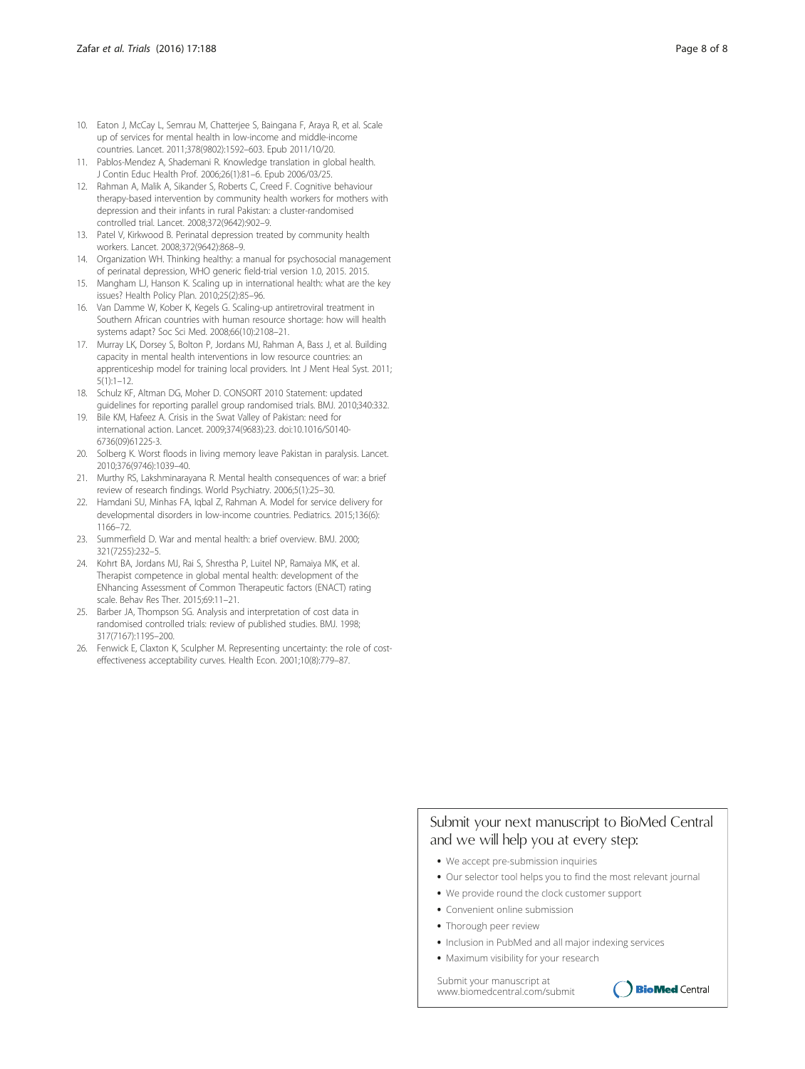10. Eaton J, McCay L, Semrau M, Chatterjee S, Baingana F, Araya R, et al. Scale up of services for mental health in low-income and middle-income countries. Lancet. 2011;378(9802):1592–603. Epub 2011/10/20.
11. Pablos-Mendez A, Shademani R. Knowledge translation in global health. J Contin Educ Health Prof. 2006;26(1):81–6. Epub 2006/03/25.
12. Rahman A, Malik A, Sikander S, Roberts C, Creed F. Cognitive behaviour therapy-based intervention by community health workers for mothers with depression and their infants in rural Pakistan: a cluster-randomised controlled trial. Lancet. 2008;372(9642):902–9.
13. Patel V, Kirkwood B. Perinatal depression treated by community health workers. Lancet. 2008;372(9642):868–9.
14. Organization WH. Thinking healthy: a manual for psychosocial management of perinatal depression, WHO generic field-trial version 1.0, 2015. 2015.
15. Mangham LJ, Hanson K. Scaling up in international health: what are the key issues? Health Policy Plan. 2010;25(2):85–96.
16. Van Damme W, Kober K, Kegels G. Scaling-up antiretroviral treatment in Southern African countries with human resource shortage: how will health systems adapt? Soc Sci Med. 2008;66(10):2108–21.
17. Murray LK, Dorsey S, Bolton P, Jordans MJ, Rahman A, Bass J, et al. Building capacity in mental health interventions in low resource countries: an apprenticeship model for training local providers. Int J Ment Heal Syst. 2011; 5(1):1–12.
18. Schulz KF, Altman DG, Moher D. CONSORT 2010 Statement: updated guidelines for reporting parallel group randomised trials. BMJ. 2010;340:332.
19. Bile KM, Hafeez A. Crisis in the Swat Valley of Pakistan: need for international action. Lancet. 2009;374(9683):23. doi:10.1016/S0140-6736(09)61225-3.
20. Solberg K. Worst floods in living memory leave Pakistan in paralysis. Lancet. 2010;376(9746):1039–40.
21. Murthy RS, Lakshminarayana R. Mental health consequences of war: a brief review of research findings. World Psychiatry. 2006;5(1):25–30.
22. Hamdani SU, Minhas FA, Iqbal Z, Rahman A. Model for service delivery for developmental disorders in low-income countries. Pediatrics. 2015;136(6): 1166–72.
23. Summerfield D. War and mental health: a brief overview. BMJ. 2000; 321(7255):232–5.
24. Kohrt BA, Jordans MJ, Rai S, Shrestha P, Luitel NP, Ramaiya MK, et al. Therapist competence in global mental health: development of the ENhancing Assessment of Common Therapeutic factors (ENACT) rating scale. Behav Res Ther. 2015;69:11–21.
25. Barber JA, Thompson SG. Analysis and interpretation of cost data in randomised controlled trials: review of published studies. BMJ. 1998; 317(7167):1195–200.
26. Fenwick E, Claxton K, Sculpher M. Representing uncertainty: the role of cost-effectiveness acceptability curves. Health Econ. 2001;10(8):779–87.

Submit your next manuscript to BioMed Central and we will help you at every step:

- We accept pre-submission inquiries
- Our selector tool helps you to find the most relevant journal
- We provide round the clock customer support
- Convenient online submission
- Thorough peer review
- Inclusion in PubMed and all major indexing services
- Maximum visibility for your research

Submit your manuscript at www.biomedcentral.com/submit

BioMed Central